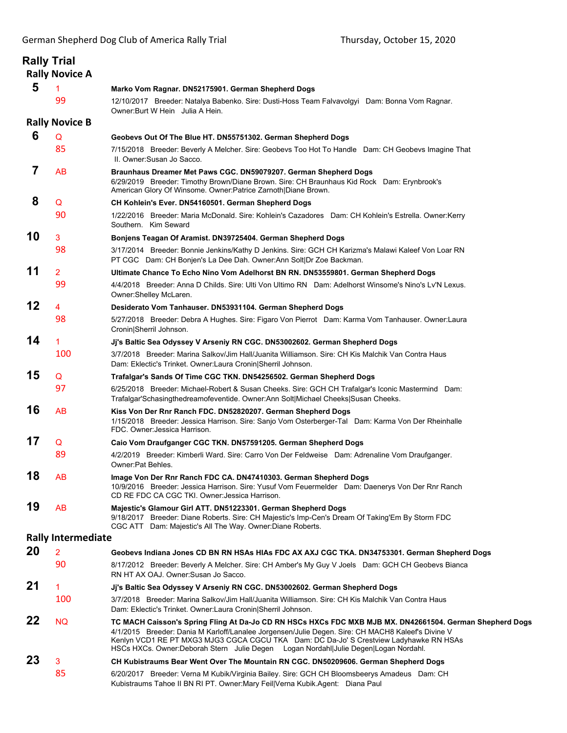# Rally Trial

## Rally Novice A

**5** | 1 | **Marko Vom Ragnar. DN52175901. German Shepherd Dogs**
99 | 12/10/2017 Breeder: Natalya Babenko. Sire: Dusti-Hoss Team Falvavolgyi Dam: Bonna Vom Ragnar. Owner:Burt W Hein Julia A Hein.

## Rally Novice B

**6** | Q | **Geobevs Out Of The Blue HT. DN55751302. German Shepherd Dogs**
85 | 7/15/2018 Breeder: Beverly A Melcher. Sire: Geobevs Too Hot To Handle Dam: CH Geobevs Imagine That II. Owner:Susan Jo Sacco.

**7** | AB | **Braunhaus Dreamer Met Paws CGC. DN59079207. German Shepherd Dogs**
6/29/2019 Breeder: Timothy Brown/Diane Brown. Sire: CH Braunhaus Kid Rock Dam: Erynbrook's American Glory Of Winsome. Owner:Patrice Zarnoth|Diane Brown.

**8** | Q | **CH Kohlein's Ever. DN54160501. German Shepherd Dogs**
90 | 1/22/2016 Breeder: Maria McDonald. Sire: Kohlein's Cazadores Dam: CH Kohlein's Estrella. Owner:Kerry Southern. Kim Seward

**10** | 3 | **Bonjens Teagan Of Aramist. DN39725404. German Shepherd Dogs**
98 | 3/17/2014 Breeder: Bonnie Jenkins/Kathy D Jenkins. Sire: GCH CH Karizma's Malawi Kaleef Von Loar RN PT CGC Dam: CH Bonjen's La Dee Dah. Owner:Ann Solt|Dr Zoe Backman.

**11** | 2 | **Ultimate Chance To Echo Nino Vom Adelhorst BN RN. DN53559801. German Shepherd Dogs**
99 | 4/4/2018 Breeder: Anna D Childs. Sire: Ulti Von Ultimo RN Dam: Adelhorst Winsome's Nino's Lv'N Lexus. Owner:Shelley McLaren.

**12** | 4 | **Desiderato Vom Tanhauser. DN53931104. German Shepherd Dogs**
98 | 5/27/2018 Breeder: Debra A Hughes. Sire: Figaro Von Pierrot Dam: Karma Vom Tanhauser. Owner:Laura Cronin|Sherril Johnson.

**14** | 1 | **Jj's Baltic Sea Odyssey V Arseniy RN CGC. DN53002602. German Shepherd Dogs**
100 | 3/7/2018 Breeder: Marina Salkov/Jim Hall/Juanita Williamson. Sire: CH Kis Malchik Van Contra Haus Dam: Eklectic's Trinket. Owner:Laura Cronin|Sherril Johnson.

**15** | Q | **Trafalgar's Sands Of Time CGC TKN. DN54256502. German Shepherd Dogs**
97 | 6/25/2018 Breeder: Michael-Robert & Susan Cheeks. Sire: GCH CH Trafalgar's Iconic Mastermind Dam: Trafalgar'Schasingthedreamofeventide. Owner:Ann Solt|Michael Cheeks|Susan Cheeks.

**16** | AB | **Kiss Von Der Rnr Ranch FDC. DN52820207. German Shepherd Dogs**
1/15/2018 Breeder: Jessica Harrison. Sire: Sanjo Vom Osterberger-Tal Dam: Karma Von Der Rheinhalle FDC. Owner:Jessica Harrison.

**17** | Q | **Caio Vom Draufganger CGC TKN. DN57591205. German Shepherd Dogs**
89 | 4/2/2019 Breeder: Kimberli Ward. Sire: Carro Von Der Feldweise Dam: Adrenaline Vom Draufganger. Owner:Pat Behles.

**18** | AB | **Image Von Der Rnr Ranch FDC CA. DN47410303. German Shepherd Dogs**
10/9/2016 Breeder: Jessica Harrison. Sire: Yusuf Vom Feuermelder Dam: Daenerys Von Der Rnr Ranch CD RE FDC CA CGC TKI. Owner:Jessica Harrison.

**19** | AB | **Majestic's Glamour Girl ATT. DN51223301. German Shepherd Dogs**
9/18/2017 Breeder: Diane Roberts. Sire: CH Majestic's Imp-Cen's Dream Of Taking'Em By Storm FDC CGC ATT Dam: Majestic's All The Way. Owner:Diane Roberts.

## Rally Intermediate

**20** | 2 | **Geobevs Indiana Jones CD BN RN HSAs HIAs FDC AX AXJ CGC TKA. DN34753301. German Shepherd Dogs**
90 | 8/17/2012 Breeder: Beverly A Melcher. Sire: CH Amber's My Guy V Joels Dam: GCH CH Geobevs Bianca RN HT AX OAJ. Owner:Susan Jo Sacco.

**21** | 1 | **Jj's Baltic Sea Odyssey V Arseniy RN CGC. DN53002602. German Shepherd Dogs**
100 | 3/7/2018 Breeder: Marina Salkov/Jim Hall/Juanita Williamson. Sire: CH Kis Malchik Van Contra Haus Dam: Eklectic's Trinket. Owner:Laura Cronin|Sherril Johnson.

**22** | NQ | **TC MACH Caisson's Spring Fling At Da-Jo CD RN HSCs HXCs FDC MXB MJB MX. DN42661504. German Shepherd Dogs**
4/1/2015 Breeder: Dania M Karloff/Lanalee Jorgensen/Julie Degen. Sire: CH MACH8 Kaleef's Divine V Kenlyn VCD1 RE PT MXG3 MJG3 CGCA CGCU TKA Dam: DC Da-Jo' S Crestview Ladyhawke RN HSAs HSCs HXCs. Owner:Deborah Stern Julie Degen Logan Nordahl|Julie Degen|Logan Nordahl.

**23** | 3 | **CH Kubistraums Bear Went Over The Mountain RN CGC. DN50209606. German Shepherd Dogs**
85 | 6/20/2017 Breeder: Verna M Kubik/Virginia Bailey. Sire: GCH CH Bloomsbeerys Amadeus Dam: CH Kubistraums Tahoe II BN RI PT. Owner:Mary Feil|Verna Kubik.Agent: Diana Paul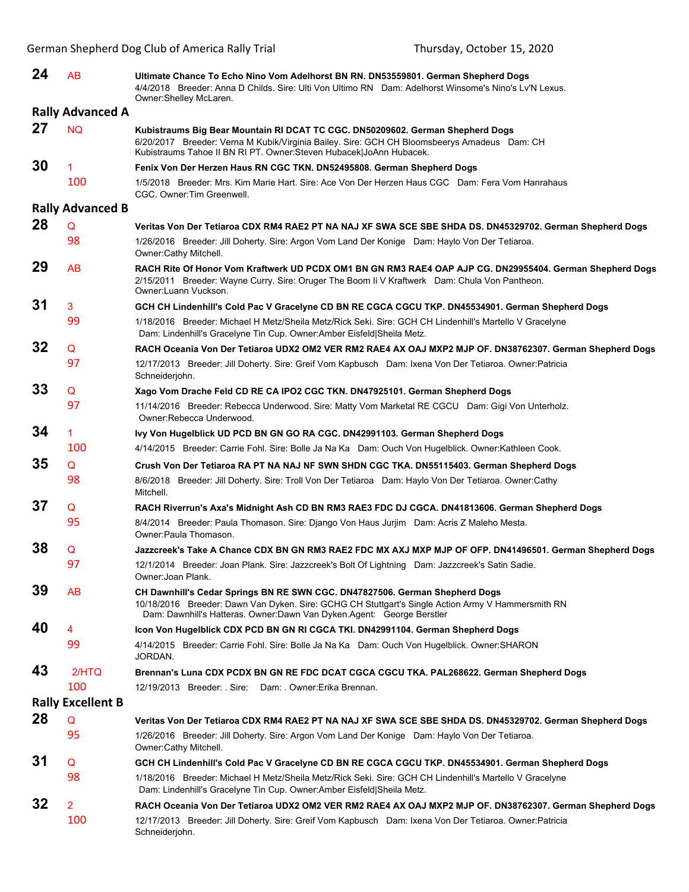**24** AB **Ultimate Chance To Echo Nino Vom Adelhorst BN RN. DN53559801. German Shepherd Dogs**
4/4/2018 Breeder: Anna D Childs. Sire: Ulti Von Ultimo RN Dam: Adelhorst Winsome's Nino's Lv'N Lexus. Owner:Shelley McLaren.

## Rally Advanced A

**27** NQ **Kubistraums Big Bear Mountain RI DCAT TC CGC. DN50209602. German Shepherd Dogs**
6/20/2017 Breeder: Verna M Kubik/Virginia Bailey. Sire: GCH CH Bloomsbeerys Amadeus Dam: CH Kubistraums Tahoe II BN RI PT. Owner:Steven Hubacek|JoAnn Hubacek.

**30** 1 100 **Fenix Von Der Herzen Haus RN CGC TKN. DN52495808. German Shepherd Dogs**
1/5/2018 Breeder: Mrs. Kim Marie Hart. Sire: Ace Von Der Herzen Haus CGC Dam: Fera Vom Hanrahaus CGC. Owner:Tim Greenwell.

## Rally Advanced B

**28** Q 98 **Veritas Von Der Tetiaroa CDX RM4 RAE2 PT NA NAJ XF SWA SCE SBE SHDA DS. DN45329702. German Shepherd Dogs**
1/26/2016 Breeder: Jill Doherty. Sire: Argon Vom Land Der Konige Dam: Haylo Von Der Tetiaroa. Owner:Cathy Mitchell.

**29** AB **RACH Rite Of Honor Vom Kraftwerk UD PCDX OM1 BN GN RM3 RAE4 OAP AJP CG. DN29955404. German Shepherd Dogs**
2/15/2011 Breeder: Wayne Curry. Sire: Oruger The Boom Ii V Kraftwerk Dam: Chula Von Pantheon. Owner:Luann Vuckson.

**31** 3 99 **GCH CH Lindenhill's Cold Pac V Gracelyne CD BN RE CGCA CGCU TKP. DN45534901. German Shepherd Dogs**
1/18/2016 Breeder: Michael H Metz/Sheila Metz/Rick Seki. Sire: GCH CH Lindenhill's Martello V Gracelyne Dam: Lindenhill's Gracelyne Tin Cup. Owner:Amber Eisfeld|Sheila Metz.

**32** Q 97 **RACH Oceania Von Der Tetiaroa UDX2 OM2 VER RM2 RAE4 AX OAJ MXP2 MJP OF. DN38762307. German Shepherd Dogs**
12/17/2013 Breeder: Jill Doherty. Sire: Greif Vom Kapbusch Dam: Ixena Von Der Tetiaroa. Owner:Patricia Schneiderjohn.

**33** Q 97 **Xago Vom Drache Feld CD RE CA IPO2 CGC TKN. DN47925101. German Shepherd Dogs**
11/14/2016 Breeder: Rebecca Underwood. Sire: Matty Vom Marketal RE CGCU Dam: Gigi Von Unterholz. Owner:Rebecca Underwood.

**34** 1 100 **Ivy Von Hugelblick UD PCD BN GN GO RA CGC. DN42991103. German Shepherd Dogs**
4/14/2015 Breeder: Carrie Fohl. Sire: Bolle Ja Na Ka Dam: Ouch Von Hugelblick. Owner:Kathleen Cook.

**35** Q 98 **Crush Von Der Tetiaroa RA PT NA NAJ NF SWN SHDN CGC TKA. DN55115403. German Shepherd Dogs**
8/6/2018 Breeder: Jill Doherty. Sire: Troll Von Der Tetiaroa Dam: Haylo Von Der Tetiaroa. Owner:Cathy Mitchell.

**37** Q 95 **RACH Riverrun's Axa's Midnight Ash CD BN RM3 RAE3 FDC DJ CGCA. DN41813606. German Shepherd Dogs**
8/4/2014 Breeder: Paula Thomason. Sire: Django Von Haus Jurjim Dam: Acris Z Maleho Mesta. Owner:Paula Thomason.

**38** Q 97 **Jazzcreek's Take A Chance CDX BN GN RM3 RAE2 FDC MX AXJ MXP MJP OF OFP. DN41496501. German Shepherd Dogs**
12/1/2014 Breeder: Joan Plank. Sire: Jazzcreek's Bolt Of Lightning Dam: Jazzcreek's Satin Sadie. Owner:Joan Plank.

**39** AB **CH Dawnhill's Cedar Springs BN RE SWN CGC. DN47827506. German Shepherd Dogs**
10/18/2016 Breeder: Dawn Van Dyken. Sire: GCHG CH Stuttgart's Single Action Army V Hammersmith RN Dam: Dawnhill's Hatteras. Owner:Dawn Van Dyken.Agent: George Berstler

**40** 4 99 **Icon Von Hugelblick CDX PCD BN GN RI CGCA TKI. DN42991104. German Shepherd Dogs**
4/14/2015 Breeder: Carrie Fohl. Sire: Bolle Ja Na Ka Dam: Ouch Von Hugelblick. Owner:SHARON JORDAN.

**43** 2/HTQ 100 **Brennan's Luna CDX PCDX BN GN RE FDC DCAT CGCA CGCU TKA. PAL268622. German Shepherd Dogs**
12/19/2013 Breeder: . Sire: Dam: . Owner:Erika Brennan.

## Rally Excellent B

**28** Q 95 **Veritas Von Der Tetiaroa CDX RM4 RAE2 PT NA NAJ XF SWA SCE SBE SHDA DS. DN45329702. German Shepherd Dogs**
1/26/2016 Breeder: Jill Doherty. Sire: Argon Vom Land Der Konige Dam: Haylo Von Der Tetiaroa. Owner:Cathy Mitchell.

**31** Q 98 **GCH CH Lindenhill's Cold Pac V Gracelyne CD BN RE CGCA CGCU TKP. DN45534901. German Shepherd Dogs**
1/18/2016 Breeder: Michael H Metz/Sheila Metz/Rick Seki. Sire: GCH CH Lindenhill's Martello V Gracelyne Dam: Lindenhill's Gracelyne Tin Cup. Owner:Amber Eisfeld|Sheila Metz.

**32** 2 100 **RACH Oceania Von Der Tetiaroa UDX2 OM2 VER RM2 RAE4 AX OAJ MXP2 MJP OF. DN38762307. German Shepherd Dogs**
12/17/2013 Breeder: Jill Doherty. Sire: Greif Vom Kapbusch Dam: Ixena Von Der Tetiaroa. Owner:Patricia Schneiderjohn.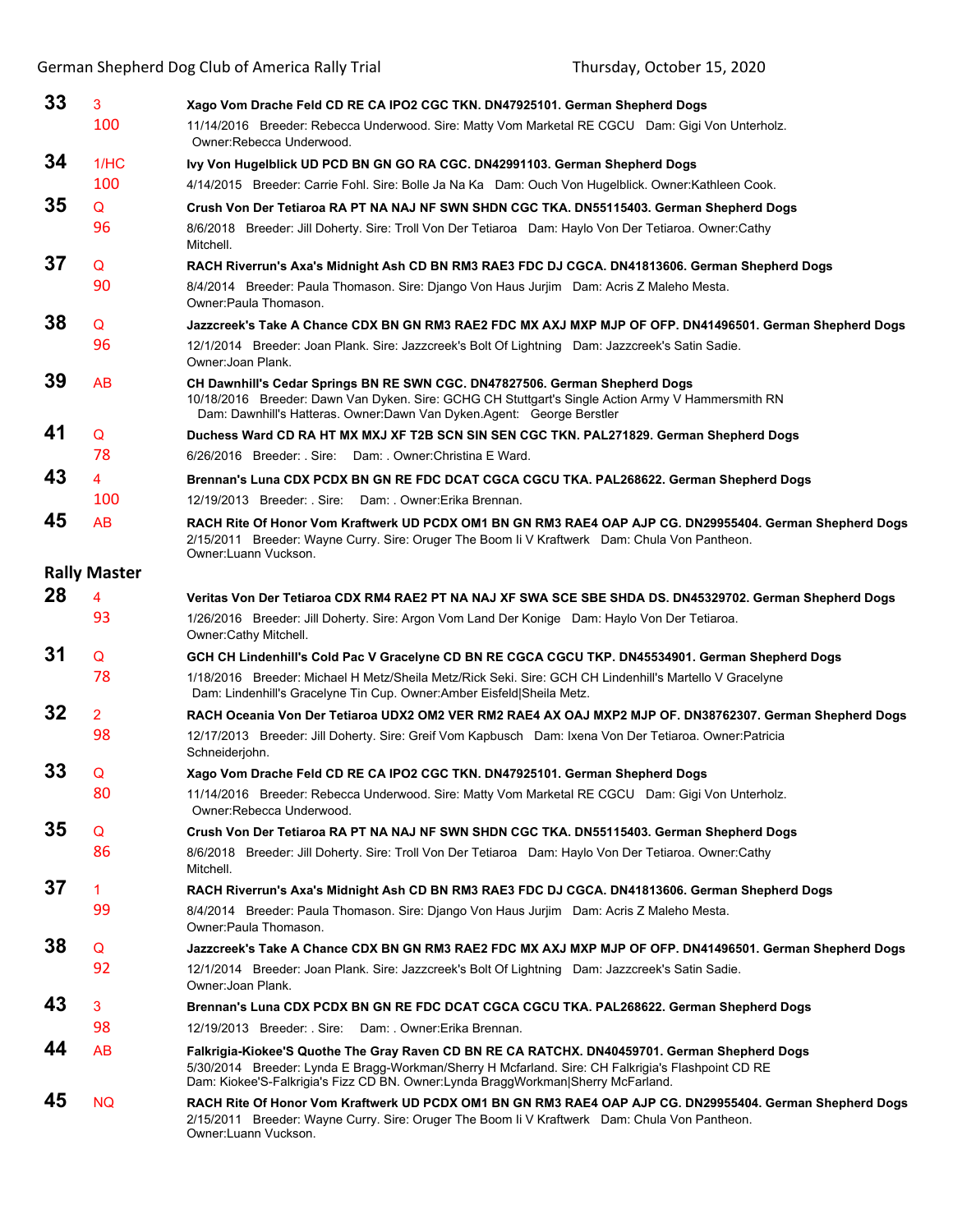**33** 3 **Xago Vom Drache Feld CD RE CA IPO2 CGC TKN. DN47925101. German Shepherd Dogs**
100 11/14/2016 Breeder: Rebecca Underwood. Sire: Matty Vom Marketal RE CGCU Dam: Gigi Von Unterholz. Owner:Rebecca Underwood.

**34** 1/HC **Ivy Von Hugelblick UD PCD BN GN GO RA CGC. DN42991103. German Shepherd Dogs**
100 4/14/2015 Breeder: Carrie Fohl. Sire: Bolle Ja Na Ka Dam: Ouch Von Hugelblick. Owner:Kathleen Cook.

**35** Q **Crush Von Der Tetiaroa RA PT NA NAJ NF SWN SHDN CGC TKA. DN55115403. German Shepherd Dogs**
96 8/6/2018 Breeder: Jill Doherty. Sire: Troll Von Der Tetiaroa Dam: Haylo Von Der Tetiaroa. Owner:Cathy Mitchell.

**37** Q **RACH Riverrun's Axa's Midnight Ash CD BN RM3 RAE3 FDC DJ CGCA. DN41813606. German Shepherd Dogs**
90 8/4/2014 Breeder: Paula Thomason. Sire: Django Von Haus Jurjim Dam: Acris Z Maleho Mesta. Owner:Paula Thomason.

**38** Q **Jazzcreek's Take A Chance CDX BN GN RM3 RAE2 FDC MX AXJ MXP MJP OF OFP. DN41496501. German Shepherd Dogs**
96 12/1/2014 Breeder: Joan Plank. Sire: Jazzcreek's Bolt Of Lightning Dam: Jazzcreek's Satin Sadie. Owner:Joan Plank.

**39** AB **CH Dawnhill's Cedar Springs BN RE SWN CGC. DN47827506. German Shepherd Dogs**
10/18/2016 Breeder: Dawn Van Dyken. Sire: GCHG CH Stuttgart's Single Action Army V Hammersmith RN Dam: Dawnhill's Hatteras. Owner:Dawn Van Dyken.Agent: George Berstler

**41** Q **Duchess Ward CD RA HT MX MXJ XF T2B SCN SIN SEN CGC TKN. PAL271829. German Shepherd Dogs**
78 6/26/2016 Breeder: . Sire: Dam: . Owner:Christina E Ward.

**43** 4 **Brennan's Luna CDX PCDX BN GN RE FDC DCAT CGCA CGCU TKA. PAL268622. German Shepherd Dogs**
100 12/19/2013 Breeder: . Sire: Dam: . Owner:Erika Brennan.

**45** AB **RACH Rite Of Honor Vom Kraftwerk UD PCDX OM1 BN GN RM3 RAE4 OAP AJP CG. DN29955404. German Shepherd Dogs**
2/15/2011 Breeder: Wayne Curry. Sire: Oruger The Boom Ii V Kraftwerk Dam: Chula Von Pantheon. Owner:Luann Vuckson.

## Rally Master

**28** 4 **Veritas Von Der Tetiaroa CDX RM4 RAE2 PT NA NAJ XF SWA SCE SBE SHDA DS. DN45329702. German Shepherd Dogs**
93 1/26/2016 Breeder: Jill Doherty. Sire: Argon Vom Land Der Konige Dam: Haylo Von Der Tetiaroa. Owner:Cathy Mitchell.

**31** Q **GCH CH Lindenhill's Cold Pac V Gracelyne CD BN RE CGCA CGCU TKP. DN45534901. German Shepherd Dogs**
78 1/18/2016 Breeder: Michael H Metz/Sheila Metz/Rick Seki. Sire: GCH CH Lindenhill's Martello V Gracelyne Dam: Lindenhill's Gracelyne Tin Cup. Owner:Amber Eisfeld|Sheila Metz.

**32** 2 **RACH Oceania Von Der Tetiaroa UDX2 OM2 VER RM2 RAE4 AX OAJ MXP2 MJP OF. DN38762307. German Shepherd Dogs**
98 12/17/2013 Breeder: Jill Doherty. Sire: Greif Vom Kapbusch Dam: Ixena Von Der Tetiaroa. Owner:Patricia Schneiderjohn.

**33** Q **Xago Vom Drache Feld CD RE CA IPO2 CGC TKN. DN47925101. German Shepherd Dogs**
80 11/14/2016 Breeder: Rebecca Underwood. Sire: Matty Vom Marketal RE CGCU Dam: Gigi Von Unterholz. Owner:Rebecca Underwood.

**35** Q **Crush Von Der Tetiaroa RA PT NA NAJ NF SWN SHDN CGC TKA. DN55115403. German Shepherd Dogs**
86 8/6/2018 Breeder: Jill Doherty. Sire: Troll Von Der Tetiaroa Dam: Haylo Von Der Tetiaroa. Owner:Cathy Mitchell.

**37** 1 **RACH Riverrun's Axa's Midnight Ash CD BN RM3 RAE3 FDC DJ CGCA. DN41813606. German Shepherd Dogs**
99 8/4/2014 Breeder: Paula Thomason. Sire: Django Von Haus Jurjim Dam: Acris Z Maleho Mesta. Owner:Paula Thomason.

**38** Q **Jazzcreek's Take A Chance CDX BN GN RM3 RAE2 FDC MX AXJ MXP MJP OF OFP. DN41496501. German Shepherd Dogs**
92 12/1/2014 Breeder: Joan Plank. Sire: Jazzcreek's Bolt Of Lightning Dam: Jazzcreek's Satin Sadie. Owner:Joan Plank.

**43** 3 **Brennan's Luna CDX PCDX BN GN RE FDC DCAT CGCA CGCU TKA. PAL268622. German Shepherd Dogs**
98 12/19/2013 Breeder: . Sire: Dam: . Owner:Erika Brennan.

**44** AB **Falkrigia-Kiokee'S Quothe The Gray Raven CD BN RE CA RATCHX. DN40459701. German Shepherd Dogs**
5/30/2014 Breeder: Lynda E Bragg-Workman/Sherry H Mcfarland. Sire: CH Falkrigia's Flashpoint CD RE Dam: Kiokee'S-Falkrigia's Fizz CD BN. Owner:Lynda BraggWorkman|Sherry McFarland.

**45** NQ **RACH Rite Of Honor Vom Kraftwerk UD PCDX OM1 BN GN RM3 RAE4 OAP AJP CG. DN29955404. German Shepherd Dogs**
2/15/2011 Breeder: Wayne Curry. Sire: Oruger The Boom Ii V Kraftwerk Dam: Chula Von Pantheon. Owner:Luann Vuckson.